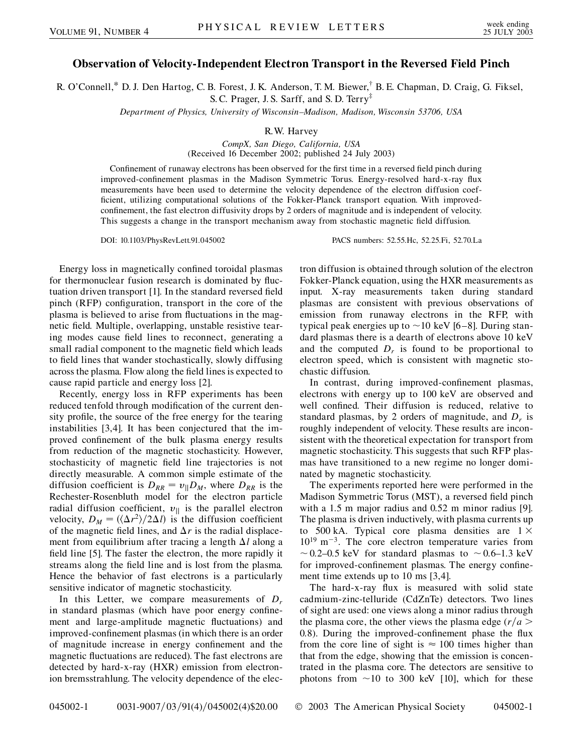# Observation of Velocity-Independent Electron Transport in the Reversed Field Pinch

R. O'Connell,* D. J. Den Hartog, C. B. Forest, J. K. Anderson, T. M. Biewer,[†] B. E. Chapman, D. Craig, G. Fiksel, S. C. Prager, J. S. Sarff, and S. D. Terry[‡]

*Department of Physics, University of Wisconsin–Madison, Madison, Wisconsin 53706, USA*

R. W. Harvey

*CompX, San Diego, California, USA*

(Received 16 December 2002; published 24 July 2003)

Confinement of runaway electrons has been observed for the first time in a reversed field pinch during improved-confinement plasmas in the Madison Symmetric Torus. Energy-resolved hard-x-ray flux measurements have been used to determine the velocity dependence of the electron diffusion coefficient, utilizing computational solutions of the Fokker-Planck transport equation. With improved-confinement, the fast electron diffusivity drops by 2 orders of magnitude and is independent of velocity. This suggests a change in the transport mechanism away from stochastic magnetic field diffusion.

DOI: 10.1103/PhysRevLett.91.045002 PACS numbers: 52.55.Hc, 52.25.Fi, 52.70.La

Energy loss in magnetically confined toroidal plasmas for thermonuclear fusion research is dominated by fluctuation driven transport [1]. In the standard reversed field pinch (RFP) configuration, transport in the core of the plasma is believed to arise from fluctuations in the magnetic field. Multiple, overlapping, unstable resistive tearing modes cause field lines to reconnect, generating a small radial component to the magnetic field which leads to field lines that wander stochastically, slowly diffusing across the plasma. Flow along the field lines is expected to cause rapid particle and energy loss [2].

Recently, energy loss in RFP experiments has been reduced tenfold through modification of the current density profile, the source of the free energy for the tearing instabilities [3,4]. It has been conjectured that the improved confinement of the bulk plasma energy results from reduction of the magnetic stochasticity. However, stochasticity of magnetic field line trajectories is not directly measurable. A common simple estimate of the diffusion coefficient is $D_{RR} = v_{\|} D_M$, where $D_{RR}$ is the Rechester-Rosenbluth model for the electron particle radial diffusion coefficient, $v_{\|}$ is the parallel electron velocity, $D_M = (\langle \Delta r^2 \rangle / 2\Delta l)$ is the diffusion coefficient of the magnetic field lines, and $\Delta r$ is the radial displacement from equilibrium after tracing a length $\Delta l$ along a field line [5]. The faster the electron, the more rapidly it streams along the field line and is lost from the plasma. Hence the behavior of fast electrons is a particularly sensitive indicator of magnetic stochasticity.

In this Letter, we compare measurements of $D_r$ in standard plasmas (which have poor energy confinement and large-amplitude magnetic fluctuations) and improved-confinement plasmas (in which there is an order of magnitude increase in energy confinement and the magnetic fluctuations are reduced). The fast electrons are detected by hard-x-ray (HXR) emission from electron-ion bremsstrahlung. The velocity dependence of the electron diffusion is obtained through solution of the electron Fokker-Planck equation, using the HXR measurements as input. X-ray measurements taken during standard plasmas are consistent with previous observations of emission from runaway electrons in the RFP, with typical peak energies up to $\sim$10 keV [6–8]. During standard plasmas there is a dearth of electrons above 10 keV and the computed $D_r$ is found to be proportional to electron speed, which is consistent with magnetic stochastic diffusion.

In contrast, during improved-confinement plasmas, electrons with energy up to 100 keV are observed and well confined. Their diffusion is reduced, relative to standard plasmas, by 2 orders of magnitude, and $D_r$ is roughly independent of velocity. These results are inconsistent with the theoretical expectation for transport from magnetic stochasticity. This suggests that such RFP plasmas have transitioned to a new regime no longer dominated by magnetic stochasticity.

The experiments reported here were performed in the Madison Symmetric Torus (MST), a reversed field pinch with a 1.5 m major radius and 0.52 m minor radius [9]. The plasma is driven inductively, with plasma currents up to 500 kA. Typical core plasma densities are $1 \times 10^{19}$ m$^{-3}$. The core electron temperature varies from $\sim$0.2–0.5 keV for standard plasmas to $\sim$0.6–1.3 keV for improved-confinement plasmas. The energy confinement time extends up to 10 ms [3,4].

The hard-x-ray flux is measured with solid state cadmium-zinc-telluride (CdZnTe) detectors. Two lines of sight are used: one views along a minor radius through the plasma core, the other views the plasma edge ($r/a > 0.8$). During the improved-confinement phase the flux from the core line of sight is $\approx$ 100 times higher than that from the edge, showing that the emission is concentrated in the plasma core. The detectors are sensitive to photons from $\sim$10 to 300 keV [10], which for these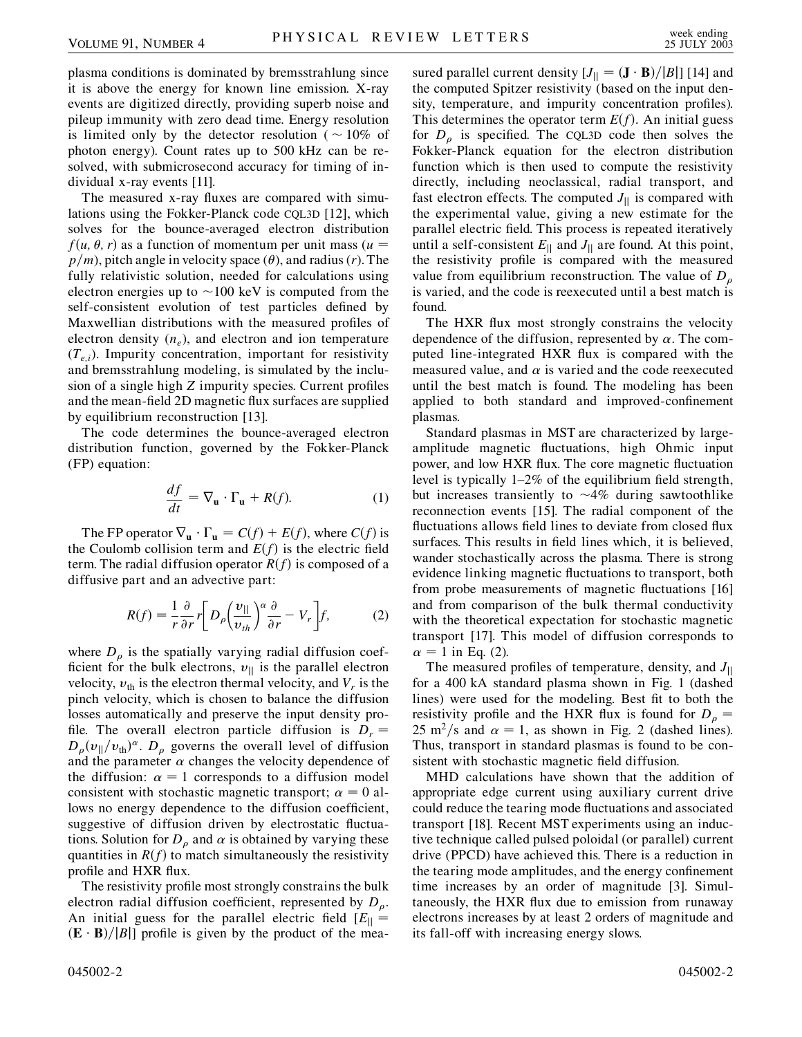plasma conditions is dominated by bremsstrahlung since it is above the energy for known line emission. X-ray events are digitized directly, providing superb noise and pileup immunity with zero dead time. Energy resolution is limited only by the detector resolution ($\sim 10\%$ of photon energy). Count rates up to 500 kHz can be resolved, with submicrosecond accuracy for timing of individual x-ray events [11].

The measured x-ray fluxes are compared with simulations using the Fokker-Planck code CQL3D [12], which solves for the bounce-averaged electron distribution $f(u, \theta, r)$ as a function of momentum per unit mass ($u = p/m$), pitch angle in velocity space ($\theta$), and radius ($r$). The fully relativistic solution, needed for calculations using electron energies up to $\sim$100 keV is computed from the self-consistent evolution of test particles defined by Maxwellian distributions with the measured profiles of electron density ($n_e$), and electron and ion temperature ($T_{e,i}$). Impurity concentration, important for resistivity and bremsstrahlung modeling, is simulated by the inclusion of a single high $Z$ impurity species. Current profiles and the mean-field 2D magnetic flux surfaces are supplied by equilibrium reconstruction [13].

The code determines the bounce-averaged electron distribution function, governed by the Fokker-Planck (FP) equation:

$$\frac{df}{dt} = \nabla_{\mathbf{u}} \cdot \Gamma_{\mathbf{u}} + R(f). \tag{1}$$

The FP operator $\nabla_{\mathbf{u}} \cdot \Gamma_{\mathbf{u}} = C(f) + E(f)$, where $C(f)$ is the Coulomb collision term and $E(f)$ is the electric field term. The radial diffusion operator $R(f)$ is composed of a diffusive part and an advective part:

$$R(f) = \frac{1}{r}\frac{\partial}{\partial r} r\left[D_\rho\left(\frac{v_{\|}}{v_{th}}\right)^\alpha \frac{\partial}{\partial r} - V_r\right] f, \tag{2}$$

where $D_\rho$ is the spatially varying radial diffusion coefficient for the bulk electrons, $v_{\|}$ is the parallel electron velocity, $v_{\text{th}}$ is the electron thermal velocity, and $V_r$ is the pinch velocity, which is chosen to balance the diffusion losses automatically and preserve the input density profile. The overall electron particle diffusion is $D_r = D_\rho(v_{\|}/v_{\text{th}})^\alpha$. $D_\rho$ governs the overall level of diffusion and the parameter $\alpha$ changes the velocity dependence of the diffusion: $\alpha = 1$ corresponds to a diffusion model consistent with stochastic magnetic transport; $\alpha = 0$ allows no energy dependence to the diffusion coefficient, suggestive of diffusion driven by electrostatic fluctuations. Solution for $D_\rho$ and $\alpha$ is obtained by varying these quantities in $R(f)$ to match simultaneously the resistivity profile and HXR flux.

The resistivity profile most strongly constrains the bulk electron radial diffusion coefficient, represented by $D_\rho$. An initial guess for the parallel electric field [$E_{\|} = (\mathbf{E} \cdot \mathbf{B})/|B|$] profile is given by the product of the measured parallel current density [$J_{\|} = (\mathbf{J} \cdot \mathbf{B})/|B|$] [14] and the computed Spitzer resistivity (based on the input density, temperature, and impurity concentration profiles). This determines the operator term $E(f)$. An initial guess for $D_\rho$ is specified. The CQL3D code then solves the Fokker-Planck equation for the electron distribution function which is then used to compute the resistivity directly, including neoclassical, radial transport, and fast electron effects. The computed $J_{\|}$ is compared with the experimental value, giving a new estimate for the parallel electric field. This process is repeated iteratively until a self-consistent $E_{\|}$ and $J_{\|}$ are found. At this point, the resistivity profile is compared with the measured value from equilibrium reconstruction. The value of $D_\rho$ is varied, and the code is reexecuted until a best match is found.

The HXR flux most strongly constrains the velocity dependence of the diffusion, represented by $\alpha$. The computed line-integrated HXR flux is compared with the measured value, and $\alpha$ is varied and the code reexecuted until the best match is found. The modeling has been applied to both standard and improved-confinement plasmas.

Standard plasmas in MST are characterized by large-amplitude magnetic fluctuations, high Ohmic input power, and low HXR flux. The core magnetic fluctuation level is typically 1–2% of the equilibrium field strength, but increases transiently to $\sim$4% during sawtoothlike reconnection events [15]. The radial component of the fluctuations allows field lines to deviate from closed flux surfaces. This results in field lines which, it is believed, wander stochastically across the plasma. There is strong evidence linking magnetic fluctuations to transport, both from probe measurements of magnetic fluctuations [16] and from comparison of the bulk thermal conductivity with the theoretical expectation for stochastic magnetic transport [17]. This model of diffusion corresponds to $\alpha = 1$ in Eq. (2).

The measured profiles of temperature, density, and $J_{\|}$ for a 400 kA standard plasma shown in Fig. 1 (dashed lines) were used for the modeling. Best fit to both the resistivity profile and the HXR flux is found for $D_\rho = 25\ \text{m}^2/\text{s}$ and $\alpha = 1$, as shown in Fig. 2 (dashed lines). Thus, transport in standard plasmas is found to be consistent with stochastic magnetic field diffusion.

MHD calculations have shown that the addition of appropriate edge current using auxiliary current drive could reduce the tearing mode fluctuations and associated transport [18]. Recent MST experiments using an inductive technique called pulsed poloidal (or parallel) current drive (PPCD) have achieved this. There is a reduction in the tearing mode amplitudes, and the energy confinement time increases by an order of magnitude [3]. Simultaneously, the HXR flux due to emission from runaway electrons increases by at least 2 orders of magnitude and its fall-off with increasing energy slows.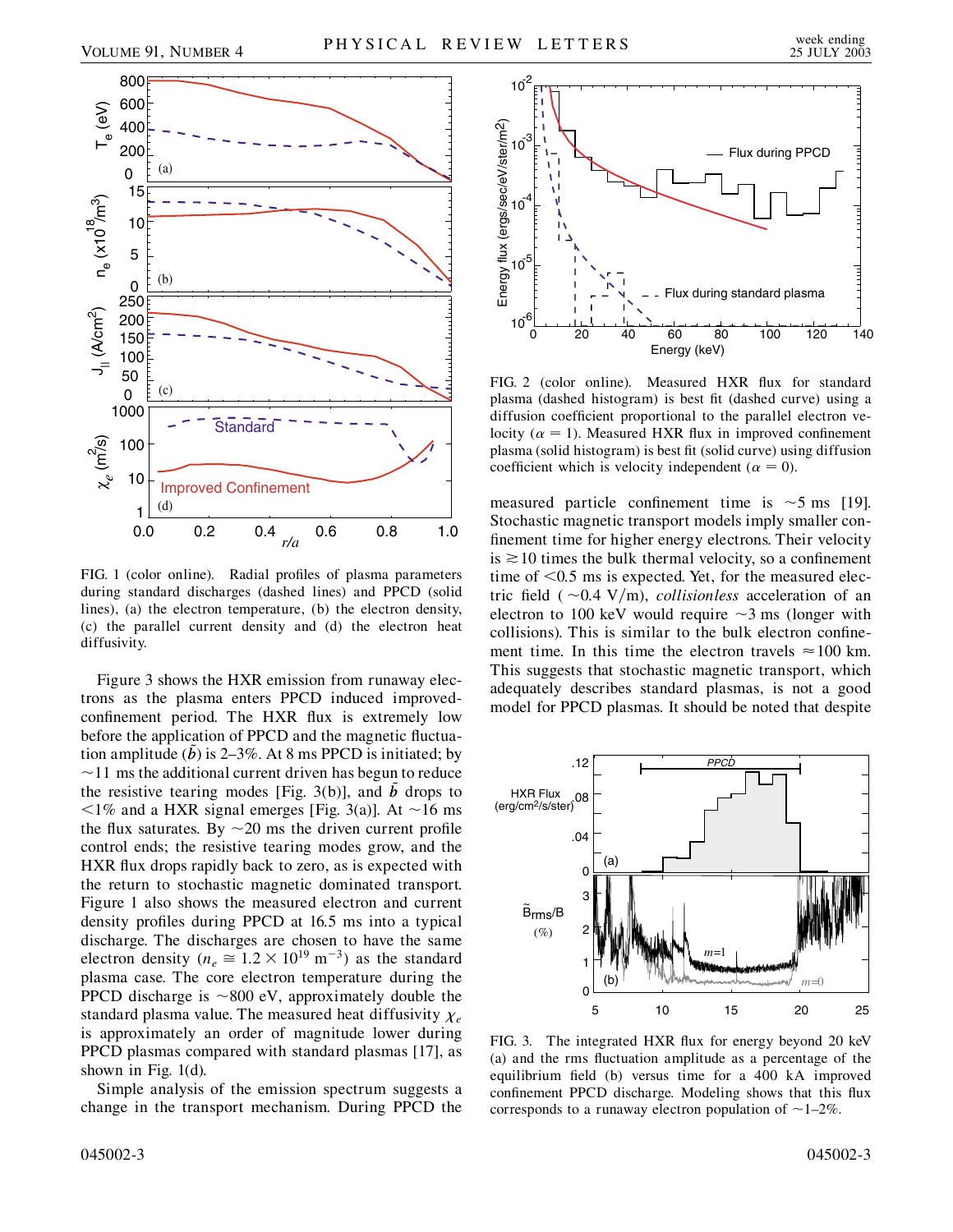FIG. 1 (color online). Radial profiles of plasma parameters during standard discharges (dashed lines) and PPCD (solid lines), (a) the electron temperature, (b) the electron density, (c) the parallel current density and (d) the electron heat diffusivity.

Figure 3 shows the HXR emission from runaway electrons as the plasma enters PPCD induced improved-confinement period. The HXR flux is extremely low before the application of PPCD and the magnetic fluctuation amplitude ($\tilde{b}$) is 2–3%. At 8 ms PPCD is initiated; by ~11 ms the additional current driven has begun to reduce the resistive tearing modes [Fig. 3(b)], and $\tilde{b}$ drops to <1% and a HXR signal emerges [Fig. 3(a)]. At ~16 ms the flux saturates. By ~20 ms the driven current profile control ends; the resistive tearing modes grow, and the HXR flux drops rapidly back to zero, as is expected with the return to stochastic magnetic dominated transport. Figure 1 also shows the measured electron and current density profiles during PPCD at 16.5 ms into a typical discharge. The discharges are chosen to have the same electron density ($n_e \cong 1.2 \times 10^{19}$ m$^{-3}$) as the standard plasma case. The core electron temperature during the PPCD discharge is ~800 eV, approximately double the standard plasma value. The measured heat diffusivity $\chi_e$ is approximately an order of magnitude lower during PPCD plasmas compared with standard plasmas [17], as shown in Fig. 1(d).

Simple analysis of the emission spectrum suggests a change in the transport mechanism. During PPCD the measured particle confinement time is ~5 ms [19]. Stochastic magnetic transport models imply smaller confinement time for higher energy electrons. Their velocity is $\gtrsim 10$ times the bulk thermal velocity, so a confinement time of <0.5 ms is expected. Yet, for the measured electric field (~0.4 V/m), *collisionless* acceleration of an electron to 100 keV would require ~3 ms (longer with collisions). This is similar to the bulk electron confinement time. In this time the electron travels ≈100 km. This suggests that stochastic magnetic transport, which adequately describes standard plasmas, is not a good model for PPCD plasmas. It should be noted that despite

FIG. 2 (color online). Measured HXR flux for standard plasma (dashed histogram) is best fit (dashed curve) using a diffusion coefficient proportional to the parallel electron velocity ($\alpha = 1$). Measured HXR flux in improved confinement plasma (solid histogram) is best fit (solid curve) using diffusion coefficient which is velocity independent ($\alpha = 0$).

FIG. 3. The integrated HXR flux for energy beyond 20 keV (a) and the rms fluctuation amplitude as a percentage of the equilibrium field (b) versus time for a 400 kA improved confinement PPCD discharge. Modeling shows that this flux corresponds to a runaway electron population of ~1–2%.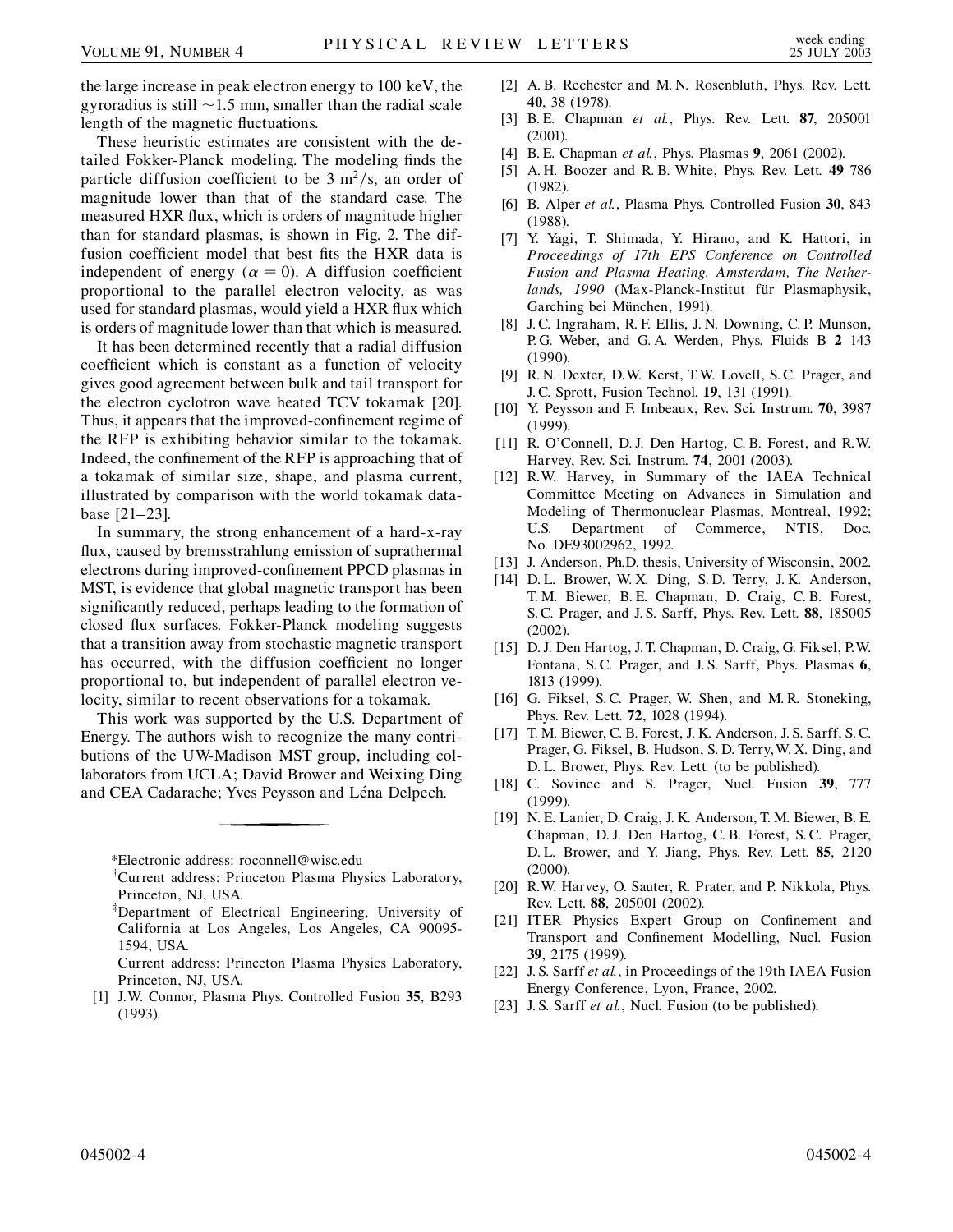the large increase in peak electron energy to 100 keV, the gyroradius is still $\sim$1.5 mm, smaller than the radial scale length of the magnetic fluctuations.

These heuristic estimates are consistent with the detailed Fokker-Planck modeling. The modeling finds the particle diffusion coefficient to be 3 $m^2/s$, an order of magnitude lower than that of the standard case. The measured HXR flux, which is orders of magnitude higher than for standard plasmas, is shown in Fig. 2. The diffusion coefficient model that best fits the HXR data is independent of energy ($\alpha = 0$). A diffusion coefficient proportional to the parallel electron velocity, as was used for standard plasmas, would yield a HXR flux which is orders of magnitude lower than that which is measured.

It has been determined recently that a radial diffusion coefficient which is constant as a function of velocity gives good agreement between bulk and tail transport for the electron cyclotron wave heated TCV tokamak [20]. Thus, it appears that the improved-confinement regime of the RFP is exhibiting behavior similar to the tokamak. Indeed, the confinement of the RFP is approaching that of a tokamak of similar size, shape, and plasma current, illustrated by comparison with the world tokamak database [21–23].

In summary, the strong enhancement of a hard-x-ray flux, caused by bremsstrahlung emission of suprathermal electrons during improved-confinement PPCD plasmas in MST, is evidence that global magnetic transport has been significantly reduced, perhaps leading to the formation of closed flux surfaces. Fokker-Planck modeling suggests that a transition away from stochastic magnetic transport has occurred, with the diffusion coefficient no longer proportional to, but independent of parallel electron velocity, similar to recent observations for a tokamak.

This work was supported by the U.S. Department of Energy. The authors wish to recognize the many contributions of the UW-Madison MST group, including collaborators from UCLA; David Brower and Weixing Ding and CEA Cadarache; Yves Peysson and Léna Delpech.

---

*Electronic address: roconnell@wisc.edu

†Current address: Princeton Plasma Physics Laboratory, Princeton, NJ, USA.

‡Department of Electrical Engineering, University of California at Los Angeles, Los Angeles, CA 90095-1594, USA.
Current address: Princeton Plasma Physics Laboratory, Princeton, NJ, USA.

[1] J.W. Connor, Plasma Phys. Controlled Fusion **35**, B293 (1993).

[2] A. B. Rechester and M. N. Rosenbluth, Phys. Rev. Lett. **40**, 38 (1978).

[3] B. E. Chapman *et al.*, Phys. Rev. Lett. **87**, 205001 (2001).

[4] B. E. Chapman *et al.*, Phys. Plasmas **9**, 2061 (2002).

[5] A. H. Boozer and R. B. White, Phys. Rev. Lett. **49** 786 (1982).

[6] B. Alper *et al.*, Plasma Phys. Controlled Fusion **30**, 843 (1988).

[7] Y. Yagi, T. Shimada, Y. Hirano, and K. Hattori, in *Proceedings of 17th EPS Conference on Controlled Fusion and Plasma Heating, Amsterdam, The Netherlands, 1990* (Max-Planck-Institut für Plasmaphysik, Garching bei München, 1991).

[8] J. C. Ingraham, R. F. Ellis, J. N. Downing, C. P. Munson, P. G. Weber, and G. A. Werden, Phys. Fluids B **2** 143 (1990).

[9] R. N. Dexter, D.W. Kerst, T.W. Lovell, S. C. Prager, and J. C. Sprott, Fusion Technol. **19**, 131 (1991).

[10] Y. Peysson and F. Imbeaux, Rev. Sci. Instrum. **70**, 3987 (1999).

[11] R. O'Connell, D. J. Den Hartog, C. B. Forest, and R.W. Harvey, Rev. Sci. Instrum. **74**, 2001 (2003).

[12] R.W. Harvey, in Summary of the IAEA Technical Committee Meeting on Advances in Simulation and Modeling of Thermonuclear Plasmas, Montreal, 1992; U.S. Department of Commerce, NTIS, Doc. No. DE93002962, 1992.

[13] J. Anderson, Ph.D. thesis, University of Wisconsin, 2002.

[14] D. L. Brower, W. X. Ding, S. D. Terry, J. K. Anderson, T. M. Biewer, B. E. Chapman, D. Craig, C. B. Forest, S. C. Prager, and J. S. Sarff, Phys. Rev. Lett. **88**, 185005 (2002).

[15] D. J. Den Hartog, J. T. Chapman, D. Craig, G. Fiksel, P.W. Fontana, S. C. Prager, and J. S. Sarff, Phys. Plasmas **6**, 1813 (1999).

[16] G. Fiksel, S. C. Prager, W. Shen, and M. R. Stoneking, Phys. Rev. Lett. **72**, 1028 (1994).

[17] T. M. Biewer, C. B. Forest, J. K. Anderson, J. S. Sarff, S. C. Prager, G. Fiksel, B. Hudson, S. D. Terry, W. X. Ding, and D. L. Brower, Phys. Rev. Lett. (to be published).

[18] C. Sovinec and S. Prager, Nucl. Fusion **39**, 777 (1999).

[19] N. E. Lanier, D. Craig, J. K. Anderson, T. M. Biewer, B. E. Chapman, D. J. Den Hartog, C. B. Forest, S. C. Prager, D. L. Brower, and Y. Jiang, Phys. Rev. Lett. **85**, 2120 (2000).

[20] R.W. Harvey, O. Sauter, R. Prater, and P. Nikkola, Phys. Rev. Lett. **88**, 205001 (2002).

[21] ITER Physics Expert Group on Confinement and Transport and Confinement Modelling, Nucl. Fusion **39**, 2175 (1999).

[22] J. S. Sarff *et al.*, in Proceedings of the 19th IAEA Fusion Energy Conference, Lyon, France, 2002.

[23] J. S. Sarff *et al.*, Nucl. Fusion (to be published).